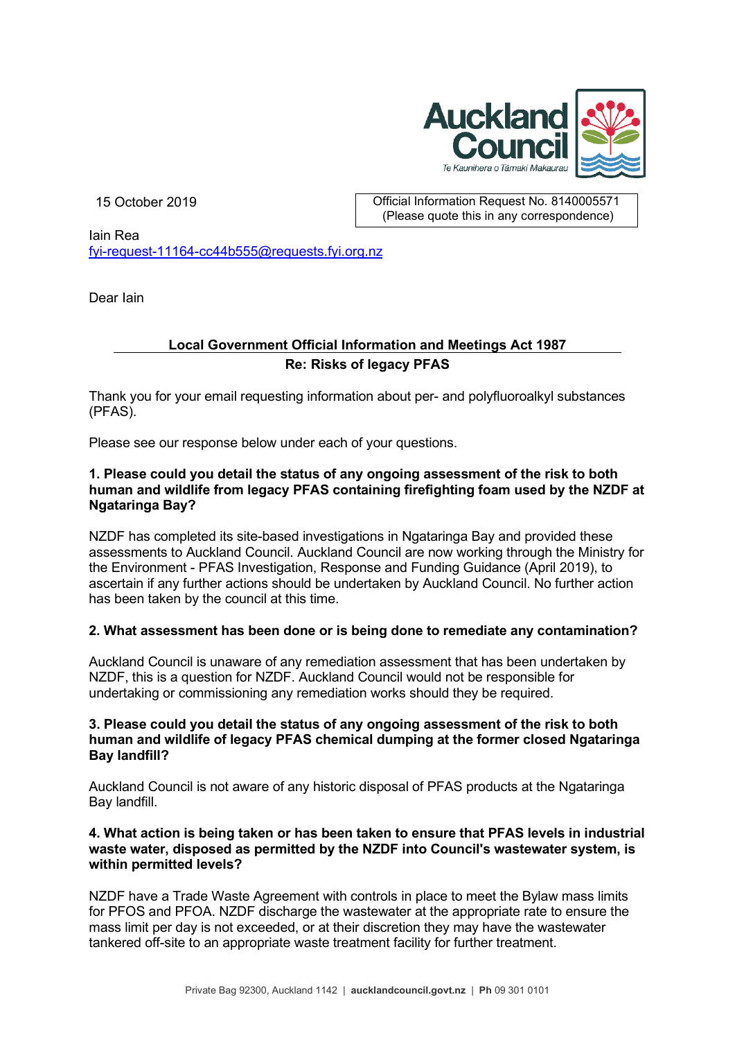Auckland Council
Te Kaunihera o Tāmaki Makaurau

15 October 2019

Official Information Request No. 8140005571
(Please quote this in any correspondence)

Iain Rea
fyi-request-11164-cc44b555@requests.fyi.org.nz

Dear Iain

**Local Government Official Information and Meetings Act 1987**
**Re: Risks of legacy PFAS**

Thank you for your email requesting information about per- and polyfluoroalkyl substances (PFAS).

Please see our response below under each of your questions.

**1. Please could you detail the status of any ongoing assessment of the risk to both human and wildlife from legacy PFAS containing firefighting foam used by the NZDF at Ngataringa Bay?**

NZDF has completed its site-based investigations in Ngataringa Bay and provided these assessments to Auckland Council. Auckland Council are now working through the Ministry for the Environment - PFAS Investigation, Response and Funding Guidance (April 2019), to ascertain if any further actions should be undertaken by Auckland Council. No further action has been taken by the council at this time.

**2. What assessment has been done or is being done to remediate any contamination?**

Auckland Council is unaware of any remediation assessment that has been undertaken by NZDF, this is a question for NZDF. Auckland Council would not be responsible for undertaking or commissioning any remediation works should they be required.

**3. Please could you detail the status of any ongoing assessment of the risk to both human and wildlife of legacy PFAS chemical dumping at the former closed Ngataringa Bay landfill?**

Auckland Council is not aware of any historic disposal of PFAS products at the Ngataringa Bay landfill.

**4. What action is being taken or has been taken to ensure that PFAS levels in industrial waste water, disposed as permitted by the NZDF into Council's wastewater system, is within permitted levels?**

NZDF have a Trade Waste Agreement with controls in place to meet the Bylaw mass limits for PFOS and PFOA. NZDF discharge the wastewater at the appropriate rate to ensure the mass limit per day is not exceeded, or at their discretion they may have the wastewater tankered off-site to an appropriate waste treatment facility for further treatment.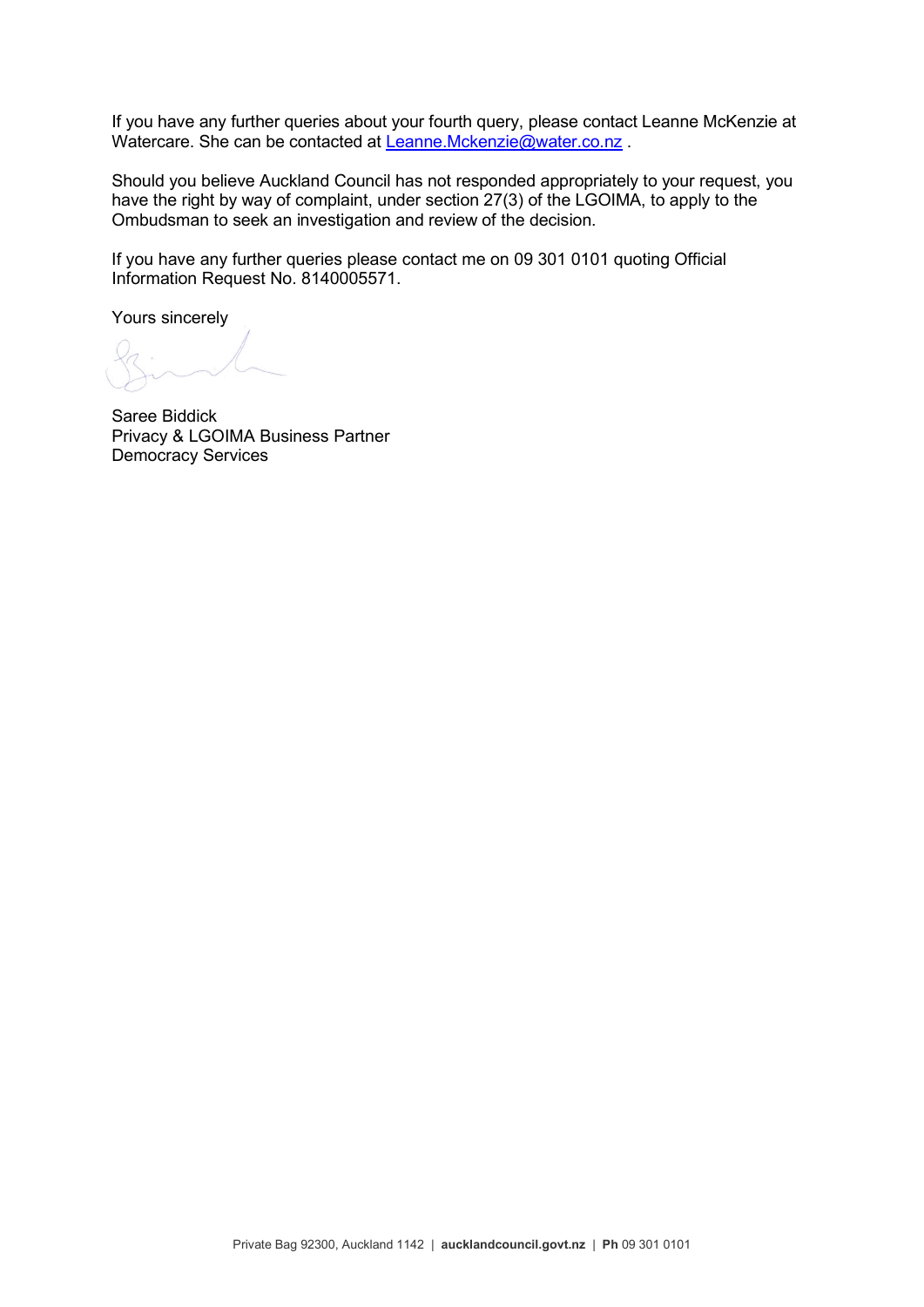If you have any further queries about your fourth query, please contact Leanne McKenzie at Watercare. She can be contacted at Leanne.Mckenzie@water.co.nz .

Should you believe Auckland Council has not responded appropriately to your request, you have the right by way of complaint, under section 27(3) of the LGOIMA, to apply to the Ombudsman to seek an investigation and review of the decision.

If you have any further queries please contact me on 09 301 0101 quoting Official Information Request No. 8140005571.

Yours sincerely

Saree Biddick  
Privacy & LGOIMA Business Partner  
Democracy Services